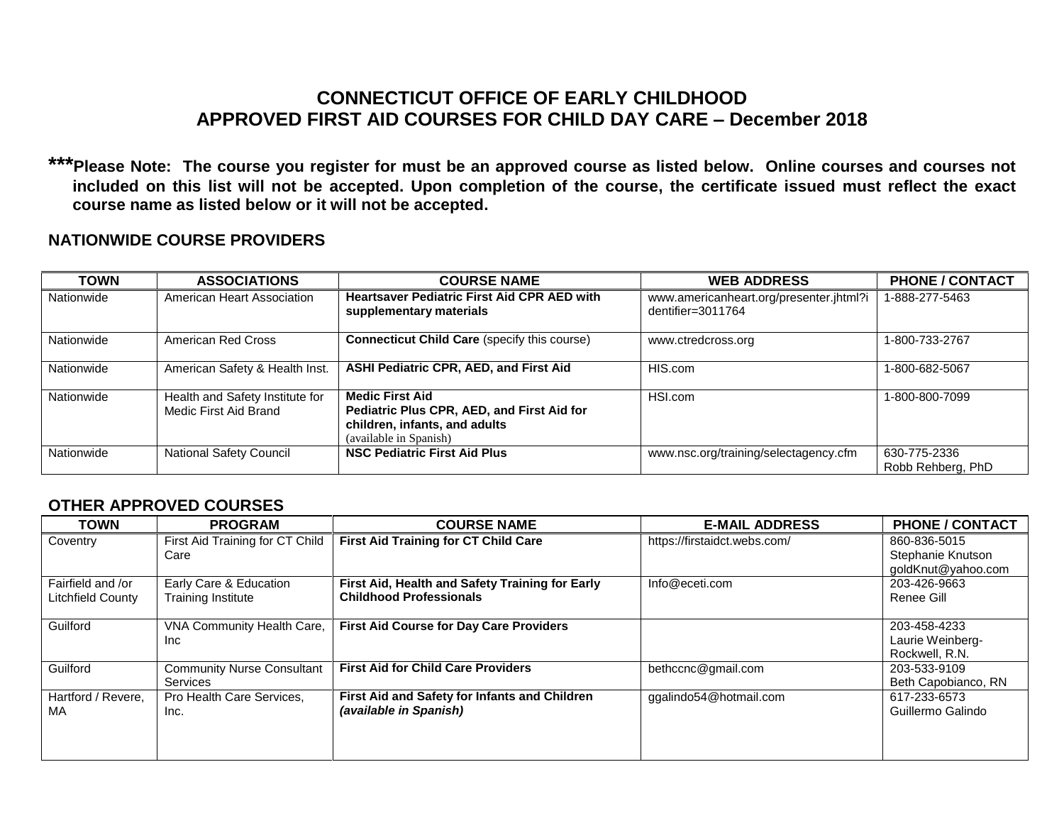# CONNECTICUT OFFICE OF EARLY CHILDHOOD
# APPROVED FIRST AID COURSES FOR CHILD DAY CARE – December 2018

**\*\*\*Please Note: The course you register for must be an approved course as listed below. Online courses and courses not included on this list will not be accepted. Upon completion of the course, the certificate issued must reflect the exact course name as listed below or it will not be accepted.**

## NATIONWIDE COURSE PROVIDERS

| TOWN | ASSOCIATIONS | COURSE NAME | WEB ADDRESS | PHONE / CONTACT |
|---|---|---|---|---|
| Nationwide | American Heart Association | **Heartsaver Pediatric First Aid CPR AED with supplementary materials** | www.americanheart.org/presenter.jhtml?identifier=3011764 | 1-888-277-5463 |
| Nationwide | American Red Cross | **Connecticut Child Care** (specify this course) | www.ctredcross.org | 1-800-733-2767 |
| Nationwide | American Safety & Health Inst. | **ASHI Pediatric CPR, AED, and First Aid** | HIS.com | 1-800-682-5067 |
| Nationwide | Health and Safety Institute for Medic First Aid Brand | **Medic First Aid Pediatric Plus CPR, AED, and First Aid for children, infants, and adults** (available in Spanish) | HSI.com | 1-800-800-7099 |
| Nationwide | National Safety Council | **NSC Pediatric First Aid Plus** | www.nsc.org/training/selectagency.cfm | 630-775-2336 Robb Rehberg, PhD |

## OTHER APPROVED COURSES

| TOWN | PROGRAM | COURSE NAME | E-MAIL ADDRESS | PHONE / CONTACT |
|---|---|---|---|---|
| Coventry | First Aid Training for CT Child Care | **First Aid Training for CT Child Care** | https://firstaidct.webs.com/ | 860-836-5015 Stephanie Knutson goldKnut@yahoo.com |
| Fairfield and /or Litchfield County | Early Care & Education Training Institute | **First Aid, Health and Safety Training for Early Childhood Professionals** | Info@eceti.com | 203-426-9663 Renee Gill |
| Guilford | VNA Community Health Care, Inc | **First Aid Course for Day Care Providers** | | 203-458-4233 Laurie Weinberg-Rockwell, R.N. |
| Guilford | Community Nurse Consultant Services | **First Aid for Child Care Providers** | bethccnc@gmail.com | 203-533-9109 Beth Capobianco, RN |
| Hartford / Revere, MA | Pro Health Care Services, Inc. | **First Aid and Safety for Infants and Children *(available in Spanish)*** | ggalindo54@hotmail.com | 617-233-6573 Guillermo Galindo |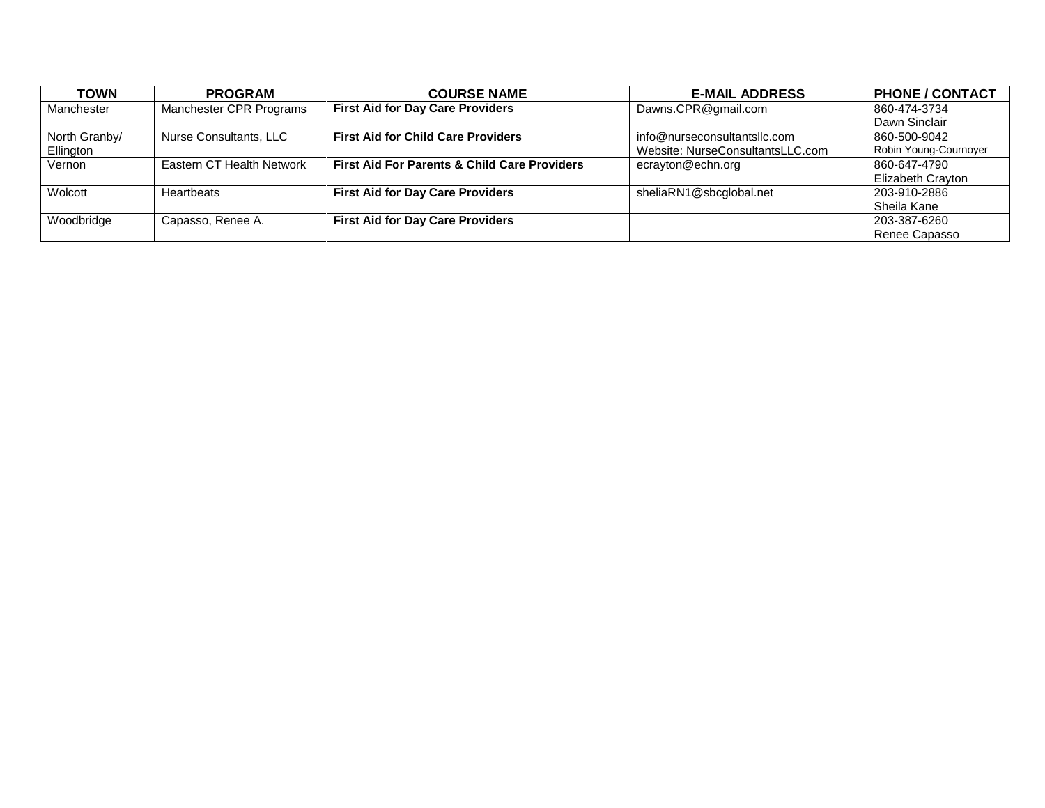| TOWN | PROGRAM | COURSE NAME | E-MAIL ADDRESS | PHONE / CONTACT |
| --- | --- | --- | --- | --- |
| Manchester | Manchester CPR Programs | **First Aid for Day Care Providers** | Dawns.CPR@gmail.com | 860-474-3734 Dawn Sinclair |
| North Granby/ Ellington | Nurse Consultants, LLC | **First Aid for Child Care Providers** | info@nurseconsultantsllc.com Website: NurseConsultantsLLC.com | 860-500-9042 Robin Young-Cournoyer |
| Vernon | Eastern CT Health Network | **First Aid For Parents & Child Care Providers** | ecrayton@echn.org | 860-647-4790 Elizabeth Crayton |
| Wolcott | Heartbeats | **First Aid for Day Care Providers** | sheliaRN1@sbcglobal.net | 203-910-2886 Sheila Kane |
| Woodbridge | Capasso, Renee A. | **First Aid for Day Care Providers** | | 203-387-6260 Renee Capasso |